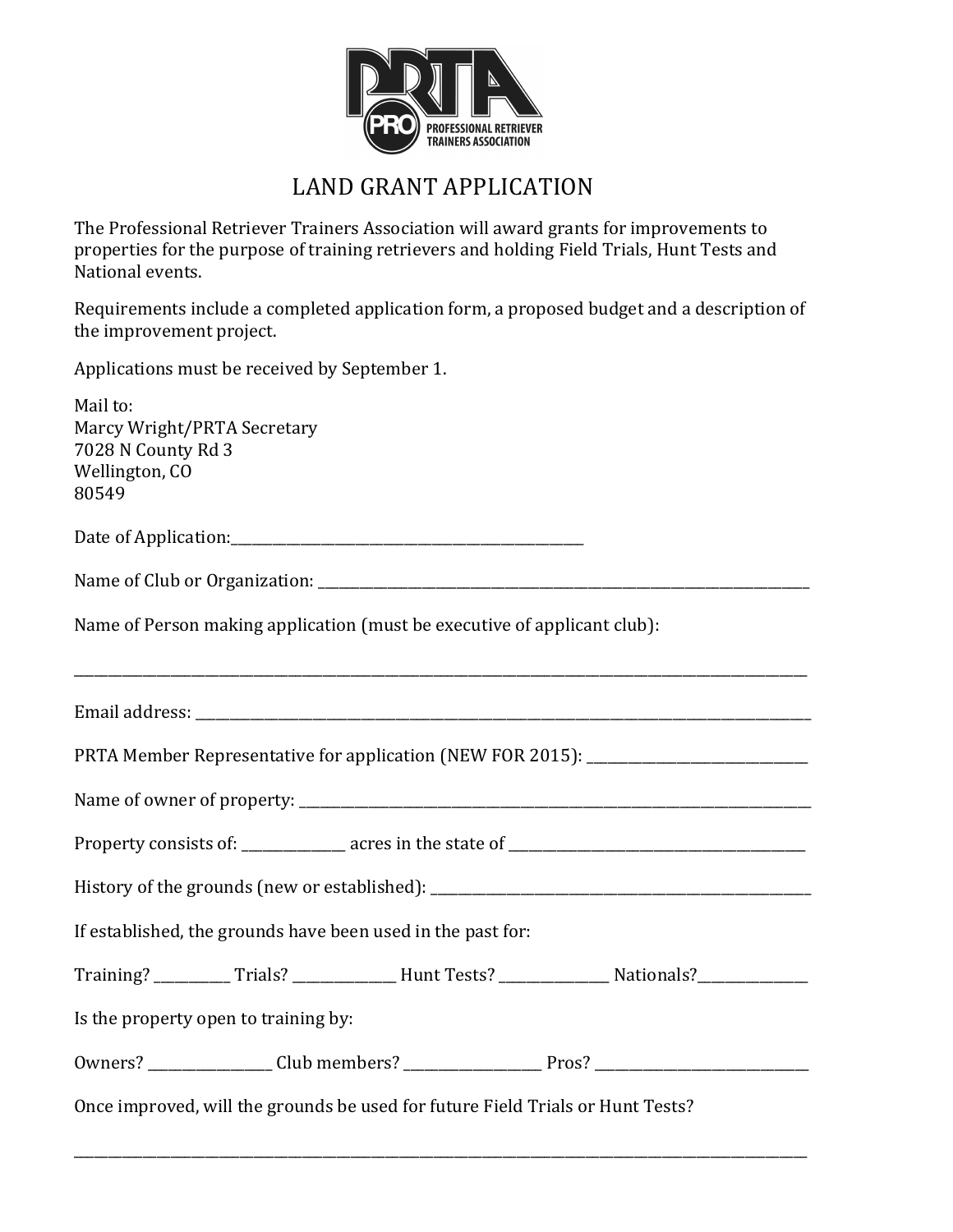# LAND GRANT APPLICATION

The Professional Retriever Trainers Association will award grants for improvements to properties for the purpose of training retrievers and holding Field Trials, Hunt Tests and National events.

Requirements include a completed application form, a proposed budget and a description of the improvement project.

Applications must be received by September 1.

Mail to:
Marcy Wright/PRTA Secretary
7028 N County Rd 3
Wellington, CO
80549

Date of Application:_______________________________________________

Name of Club or Organization: ______________________________________________________________

Name of Person making application (must be executive of applicant club):

______________________________________________________________________________________

Email address: ________________________________________________________________________

PRTA Member Representative for application (NEW FOR 2015): _______________________

Name of owner of property: _________________________________________________________

Property consists of: ___________ acres in the state of _________________________________

History of the grounds (new or established): ____________________________________________

If established, the grounds have been used in the past for:

Training? _________ Trials? ___________ Hunt Tests? ____________ Nationals?____________

Is the property open to training by:

Owners? ______________ Club members? ________________ Pros? __________________________

Once improved, will the grounds be used for future Field Trials or Hunt Tests?

______________________________________________________________________________________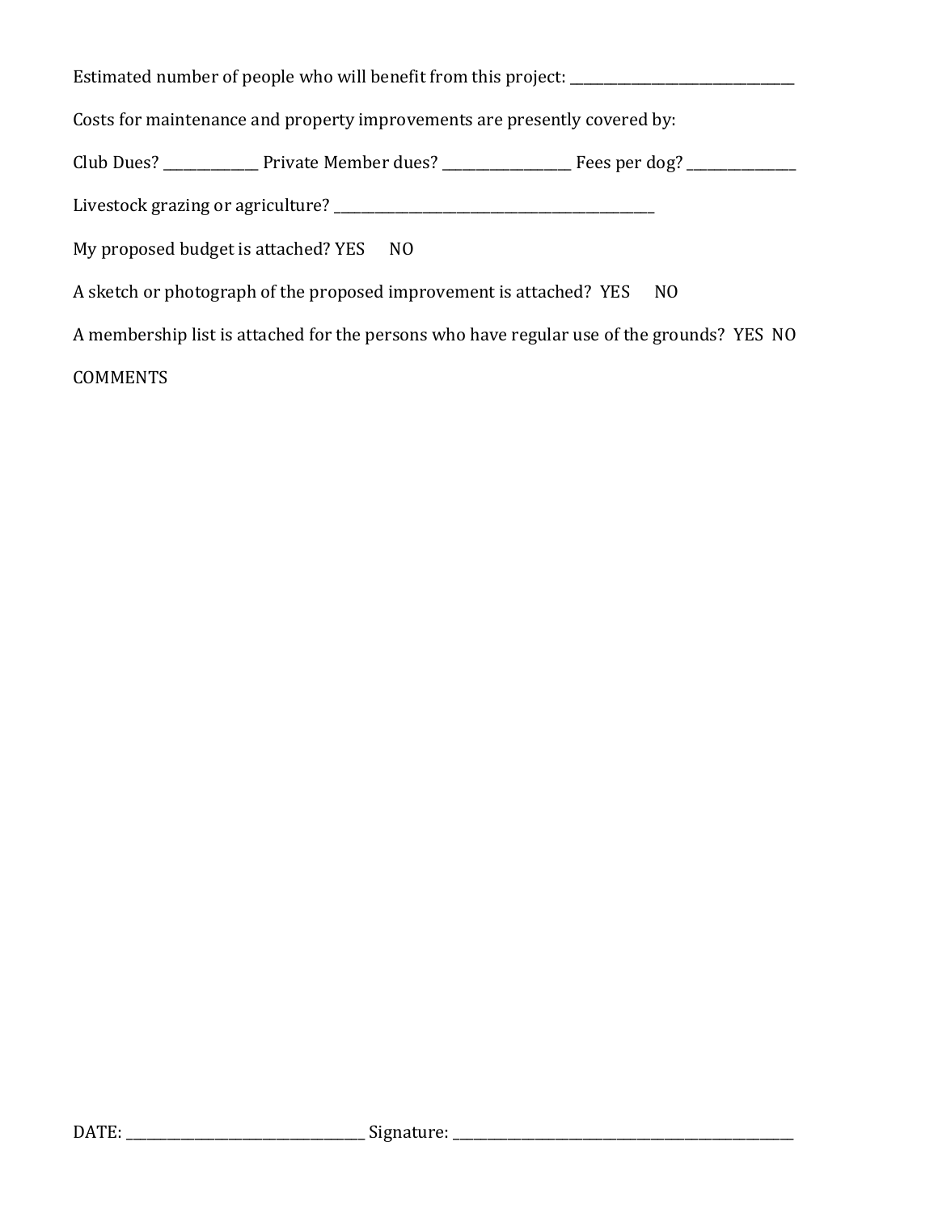Estimated number of people who will benefit from this project: ______________________________

Costs for maintenance and property improvements are presently covered by:

Club Dues? _____________ Private Member dues? _________________ Fees per dog? ______________

Livestock grazing or agriculture? ____________________________________________

My proposed budget is attached? YES NO

A sketch or photograph of the proposed improvement is attached? YES NO

A membership list is attached for the persons who have regular use of the grounds? YES NO

COMMENTS

DATE: ______________________________ Signature: _____________________________________________